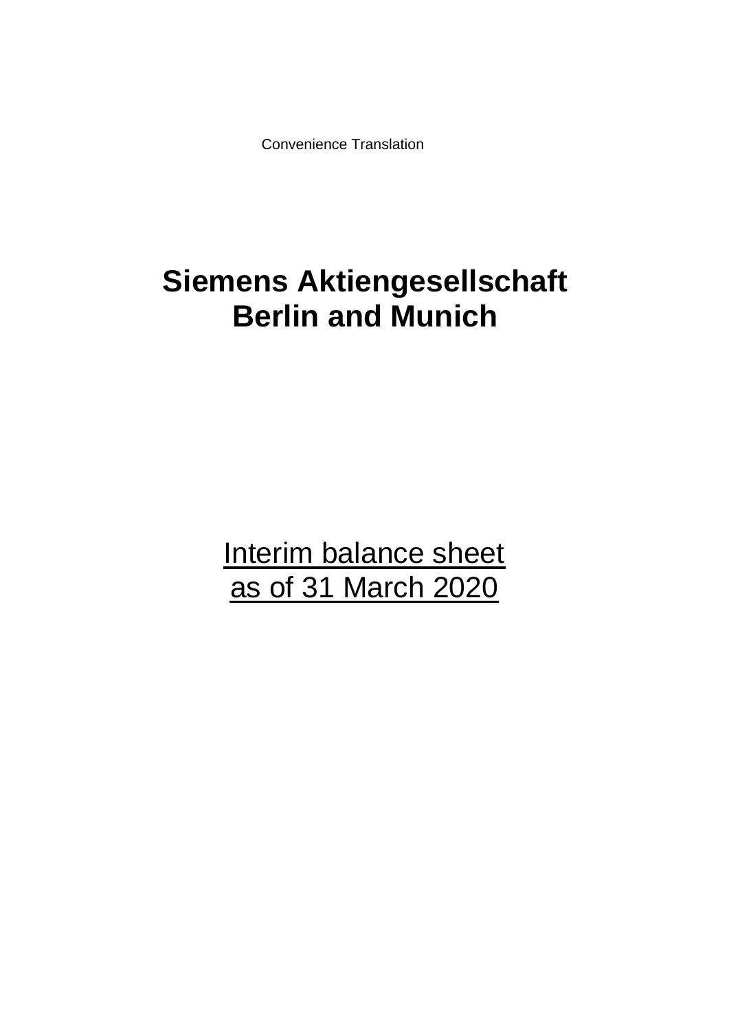Convenience Translation

# Siemens Aktiengesellschaft
# Berlin and Munich

Interim balance sheet
as of 31 March 2020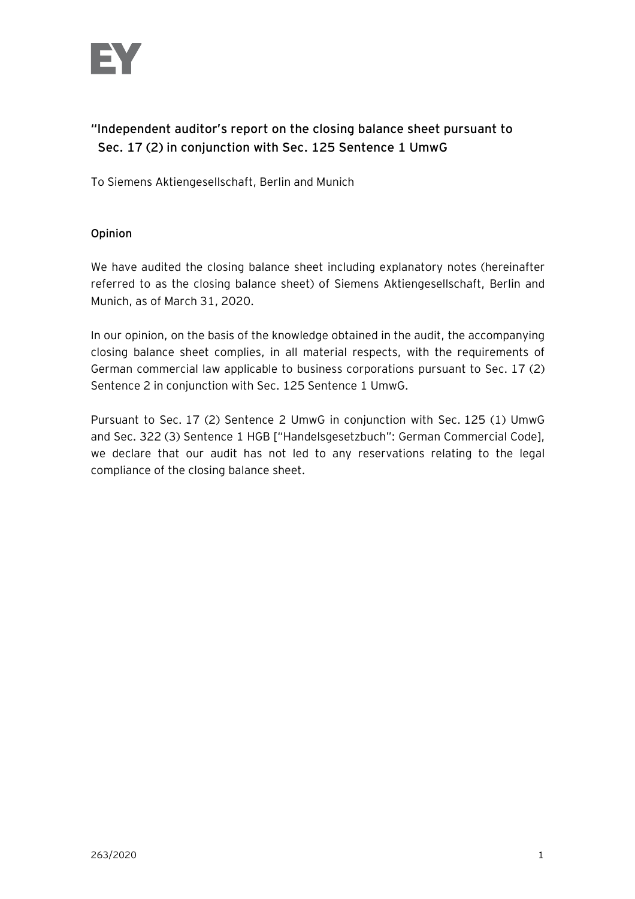## "Independent auditor's report on the closing balance sheet pursuant to Sec. 17 (2) in conjunction with Sec. 125 Sentence 1 UmwG

To Siemens Aktiengesellschaft, Berlin and Munich

### Opinion

We have audited the closing balance sheet including explanatory notes (hereinafter referred to as the closing balance sheet) of Siemens Aktiengesellschaft, Berlin and Munich, as of March 31, 2020.

In our opinion, on the basis of the knowledge obtained in the audit, the accompanying closing balance sheet complies, in all material respects, with the requirements of German commercial law applicable to business corporations pursuant to Sec. 17 (2) Sentence 2 in conjunction with Sec. 125 Sentence 1 UmwG.

Pursuant to Sec. 17 (2) Sentence 2 UmwG in conjunction with Sec. 125 (1) UmwG and Sec. 322 (3) Sentence 1 HGB ["Handelsgesetzbuch": German Commercial Code], we declare that our audit has not led to any reservations relating to the legal compliance of the closing balance sheet.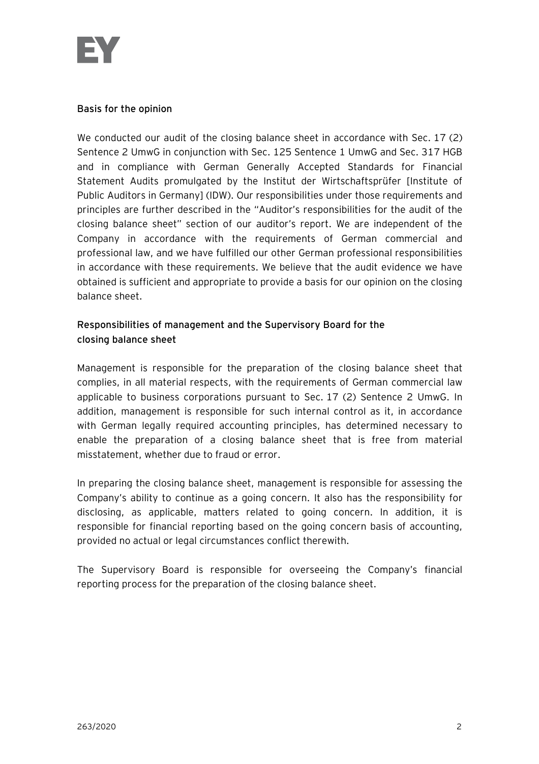## Basis for the opinion

We conducted our audit of the closing balance sheet in accordance with Sec. 17 (2) Sentence 2 UmwG in conjunction with Sec. 125 Sentence 1 UmwG and Sec. 317 HGB and in compliance with German Generally Accepted Standards for Financial Statement Audits promulgated by the Institut der Wirtschaftsprüfer [Institute of Public Auditors in Germany] (IDW). Our responsibilities under those requirements and principles are further described in the "Auditor's responsibilities for the audit of the closing balance sheet" section of our auditor's report. We are independent of the Company in accordance with the requirements of German commercial and professional law, and we have fulfilled our other German professional responsibilities in accordance with these requirements. We believe that the audit evidence we have obtained is sufficient and appropriate to provide a basis for our opinion on the closing balance sheet.

## Responsibilities of management and the Supervisory Board for the closing balance sheet

Management is responsible for the preparation of the closing balance sheet that complies, in all material respects, with the requirements of German commercial law applicable to business corporations pursuant to Sec. 17 (2) Sentence 2 UmwG. In addition, management is responsible for such internal control as it, in accordance with German legally required accounting principles, has determined necessary to enable the preparation of a closing balance sheet that is free from material misstatement, whether due to fraud or error.

In preparing the closing balance sheet, management is responsible for assessing the Company's ability to continue as a going concern. It also has the responsibility for disclosing, as applicable, matters related to going concern. In addition, it is responsible for financial reporting based on the going concern basis of accounting, provided no actual or legal circumstances conflict therewith.

The Supervisory Board is responsible for overseeing the Company's financial reporting process for the preparation of the closing balance sheet.

263/2020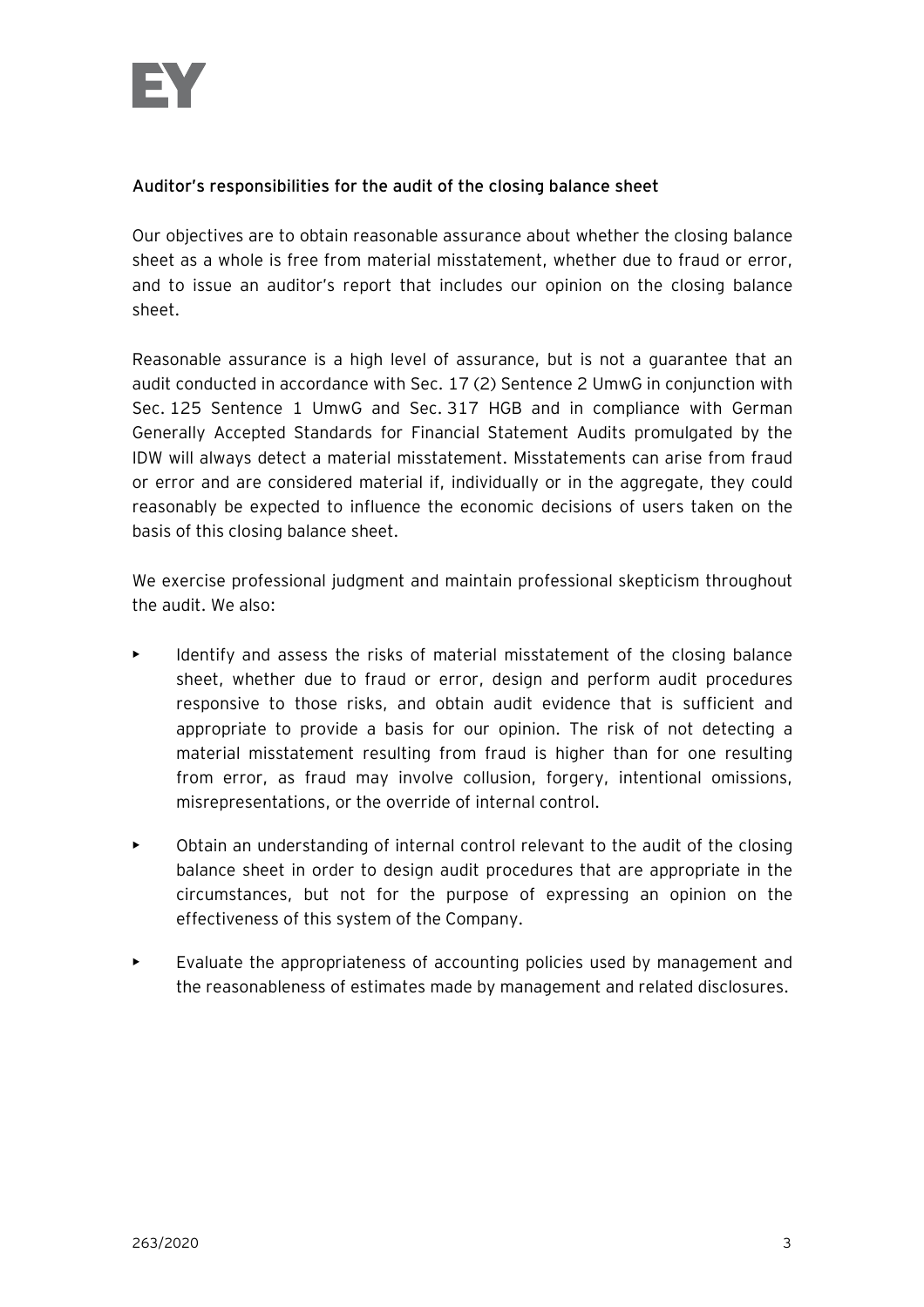## Auditor's responsibilities for the audit of the closing balance sheet

Our objectives are to obtain reasonable assurance about whether the closing balance sheet as a whole is free from material misstatement, whether due to fraud or error, and to issue an auditor's report that includes our opinion on the closing balance sheet.

Reasonable assurance is a high level of assurance, but is not a guarantee that an audit conducted in accordance with Sec. 17 (2) Sentence 2 UmwG in conjunction with Sec. 125 Sentence 1 UmwG and Sec. 317 HGB and in compliance with German Generally Accepted Standards for Financial Statement Audits promulgated by the IDW will always detect a material misstatement. Misstatements can arise from fraud or error and are considered material if, individually or in the aggregate, they could reasonably be expected to influence the economic decisions of users taken on the basis of this closing balance sheet.

We exercise professional judgment and maintain professional skepticism throughout the audit. We also:

- Identify and assess the risks of material misstatement of the closing balance sheet, whether due to fraud or error, design and perform audit procedures responsive to those risks, and obtain audit evidence that is sufficient and appropriate to provide a basis for our opinion. The risk of not detecting a material misstatement resulting from fraud is higher than for one resulting from error, as fraud may involve collusion, forgery, intentional omissions, misrepresentations, or the override of internal control.

- Obtain an understanding of internal control relevant to the audit of the closing balance sheet in order to design audit procedures that are appropriate in the circumstances, but not for the purpose of expressing an opinion on the effectiveness of this system of the Company.

- Evaluate the appropriateness of accounting policies used by management and the reasonableness of estimates made by management and related disclosures.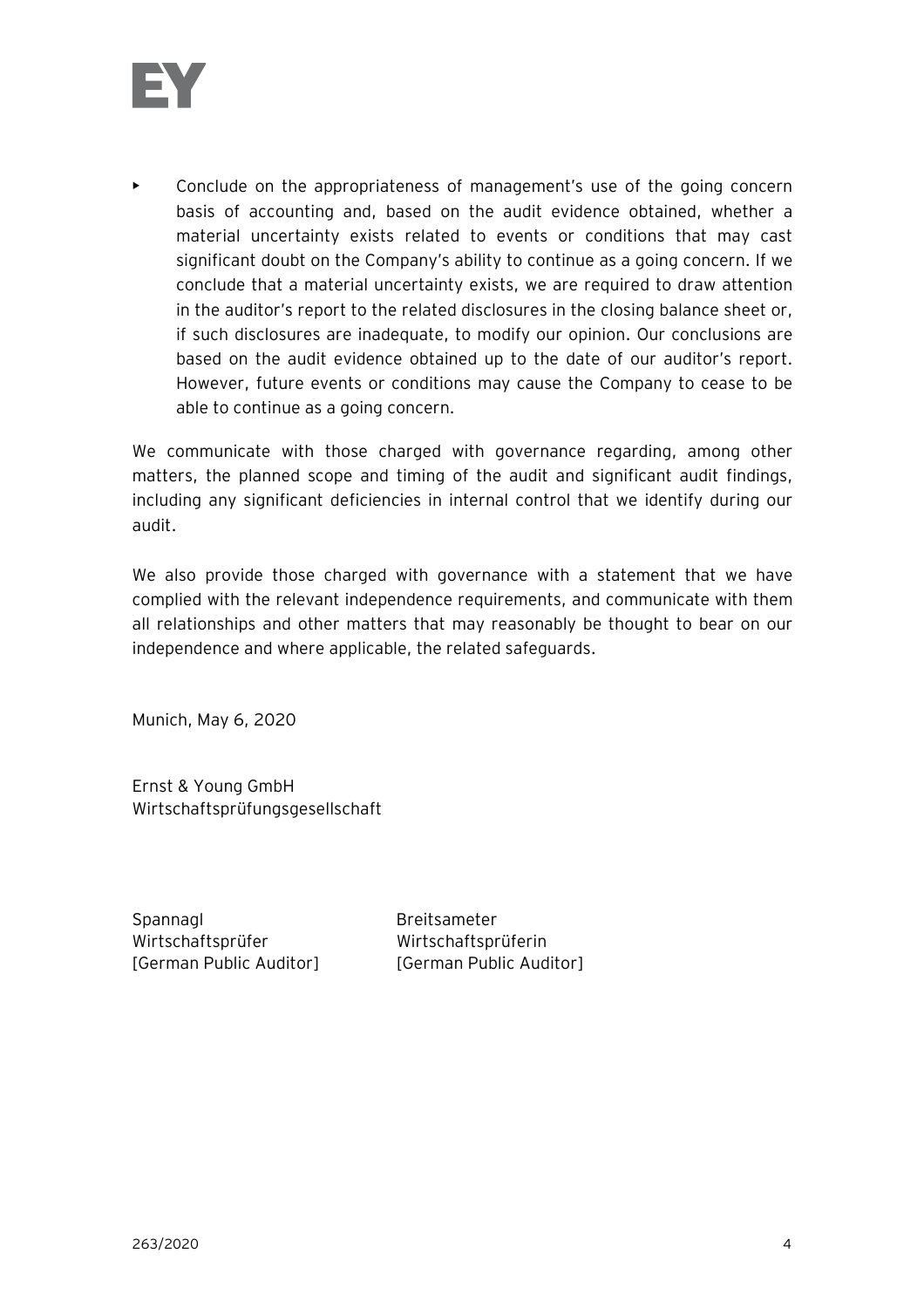- Conclude on the appropriateness of management's use of the going concern basis of accounting and, based on the audit evidence obtained, whether a material uncertainty exists related to events or conditions that may cast significant doubt on the Company's ability to continue as a going concern. If we conclude that a material uncertainty exists, we are required to draw attention in the auditor's report to the related disclosures in the closing balance sheet or, if such disclosures are inadequate, to modify our opinion. Our conclusions are based on the audit evidence obtained up to the date of our auditor's report. However, future events or conditions may cause the Company to cease to be able to continue as a going concern.

We communicate with those charged with governance regarding, among other matters, the planned scope and timing of the audit and significant audit findings, including any significant deficiencies in internal control that we identify during our audit.

We also provide those charged with governance with a statement that we have complied with the relevant independence requirements, and communicate with them all relationships and other matters that may reasonably be thought to bear on our independence and where applicable, the related safeguards.

Munich, May 6, 2020

Ernst & Young GmbH
Wirtschaftsprüfungsgesellschaft

| | |
|---|---|
| Spannagl | Breitsameter |
| Wirtschaftsprüfer | Wirtschaftsprüferin |
| [German Public Auditor] | [German Public Auditor] |

263/2020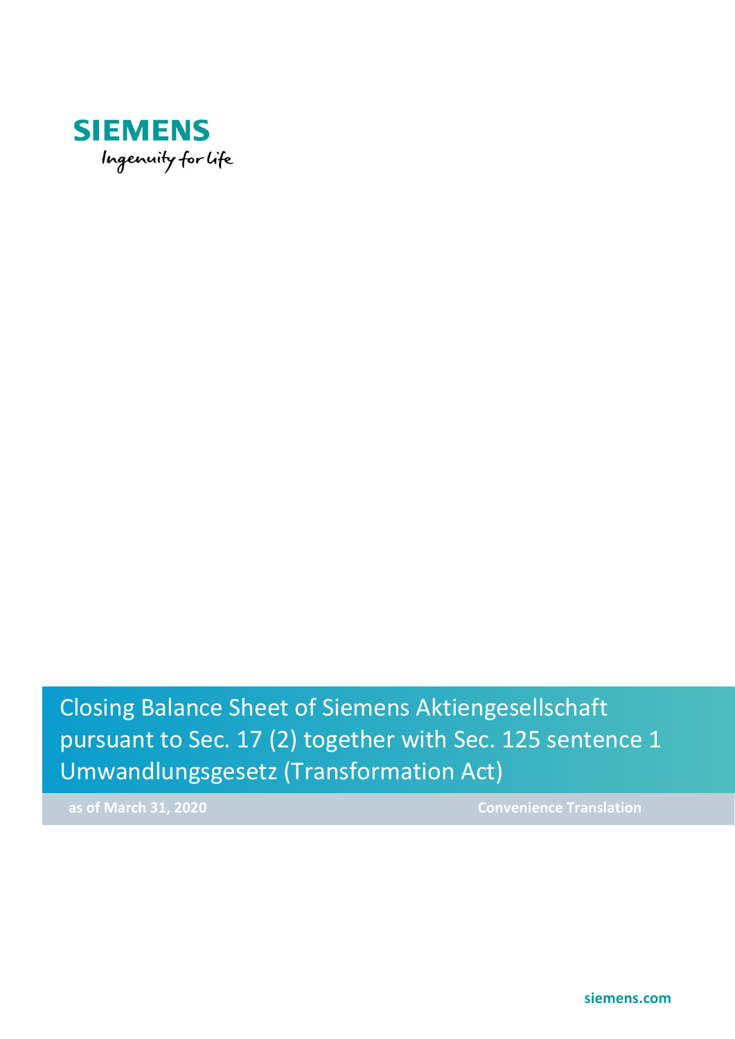SIEMENS

Ingenuity for life

# Closing Balance Sheet of Siemens Aktiengesellschaft pursuant to Sec. 17 (2) together with Sec. 125 sentence 1 Umwandlungsgesetz (Transformation Act)

as of March 31, 2020

Convenience Translation

siemens.com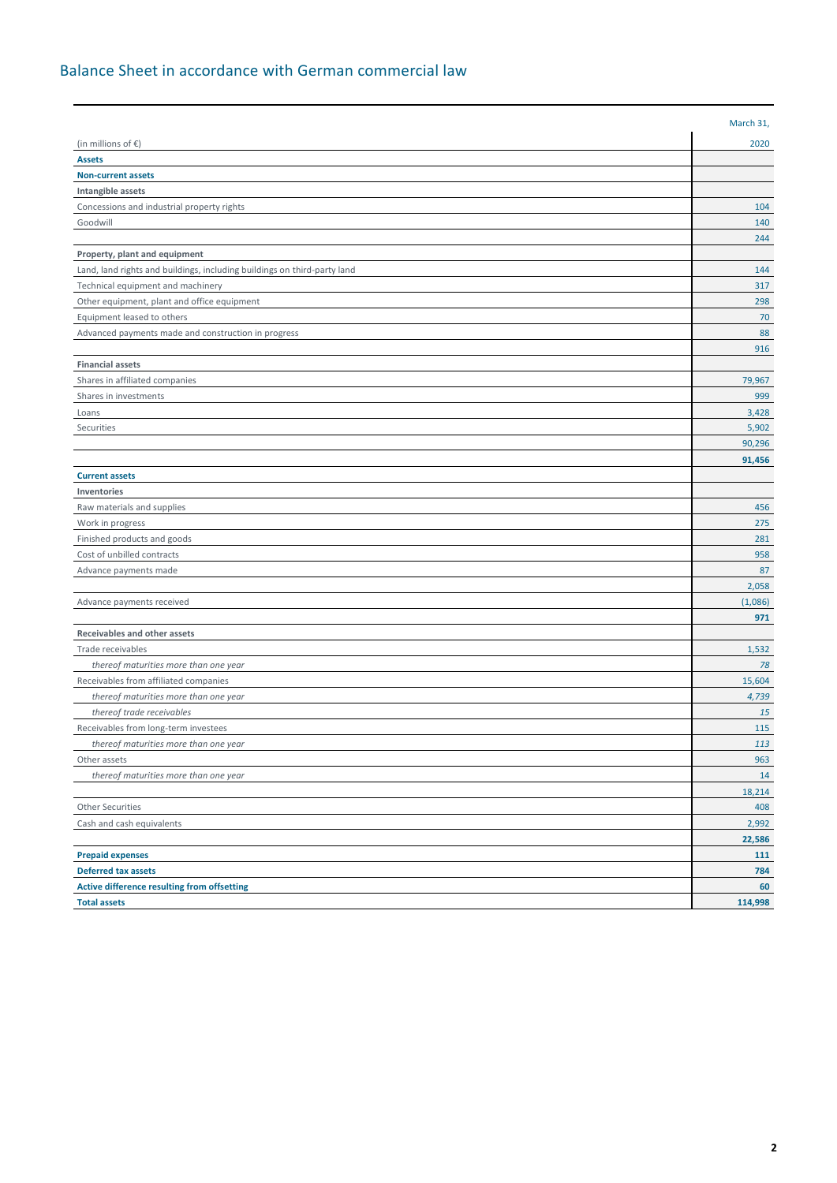# Balance Sheet in accordance with German commercial law

| (in millions of €) | March 31, 2020 |
|---|---|
| **Assets** | |
| **Non-current assets** | |
| **Intangible assets** | |
| Concessions and industrial property rights | 104 |
| Goodwill | 140 |
| | 244 |
| **Property, plant and equipment** | |
| Land, land rights and buildings, including buildings on third-party land | 144 |
| Technical equipment and machinery | 317 |
| Other equipment, plant and office equipment | 298 |
| Equipment leased to others | 70 |
| Advanced payments made and construction in progress | 88 |
| | 916 |
| **Financial assets** | |
| Shares in affiliated companies | 79,967 |
| Shares in investments | 999 |
| Loans | 3,428 |
| Securities | 5,902 |
| | 90,296 |
| | **91,456** |
| **Current assets** | |
| **Inventories** | |
| Raw materials and supplies | 456 |
| Work in progress | 275 |
| Finished products and goods | 281 |
| Cost of unbilled contracts | 958 |
| Advance payments made | 87 |
| | 2,058 |
| Advance payments received | (1,086) |
| | **971** |
| **Receivables and other assets** | |
| Trade receivables | 1,532 |
| *thereof maturities more than one year* | *78* |
| Receivables from affiliated companies | 15,604 |
| *thereof maturities more than one year* | *4,739* |
| *thereof trade receivables* | *15* |
| Receivables from long-term investees | 115 |
| *thereof maturities more than one year* | *113* |
| Other assets | 963 |
| *thereof maturities more than one year* | 14 |
| | 18,214 |
| Other Securities | 408 |
| Cash and cash equivalents | 2,992 |
| | **22,586** |
| **Prepaid expenses** | **111** |
| **Deferred tax assets** | **784** |
| **Active difference resulting from offsetting** | **60** |
| **Total assets** | **114,998** |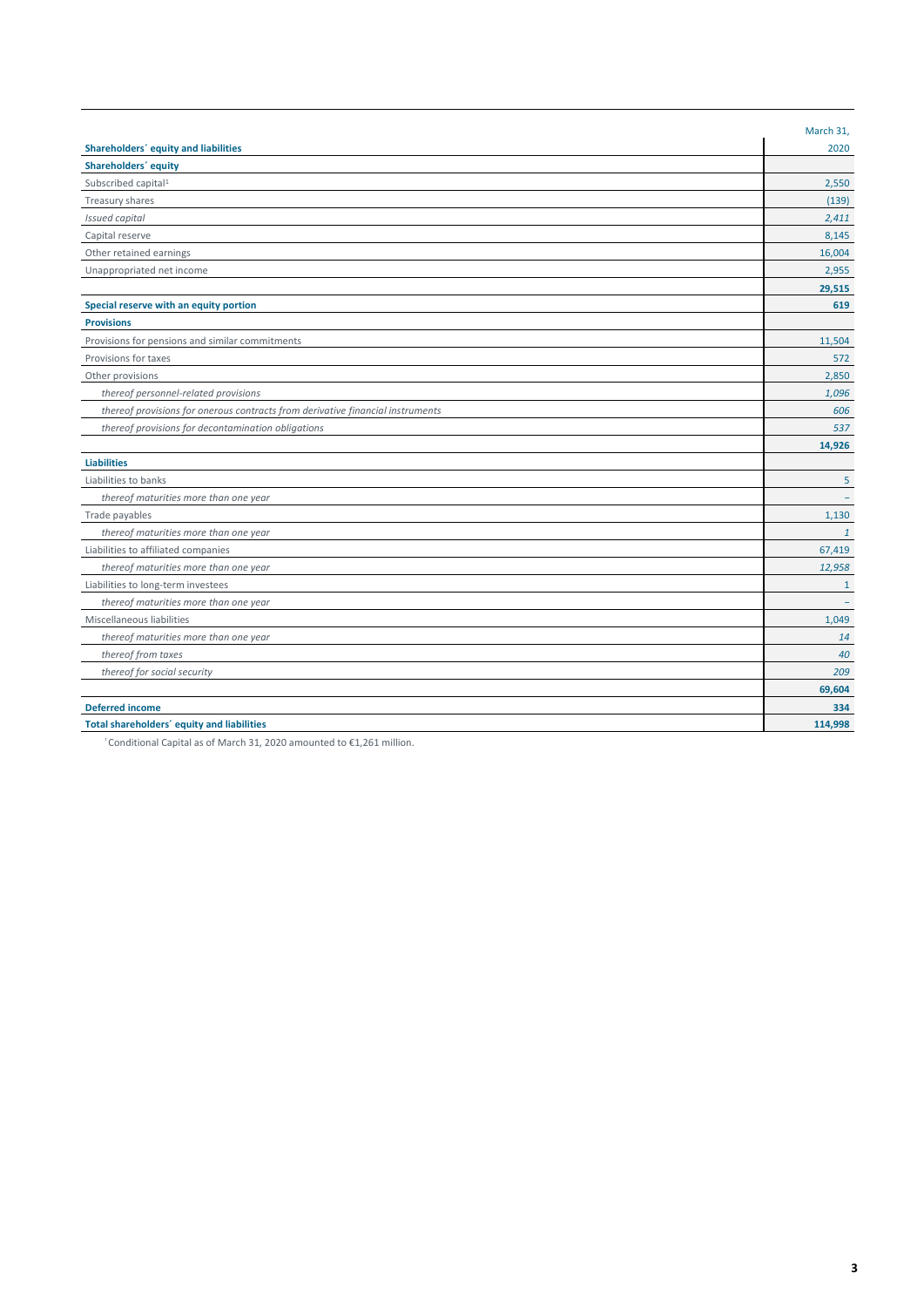| Shareholders´ equity and liabilities | March 31, 2020 |
|---|---|
| **Shareholders´ equity** | |
| Subscribed capital[1] | 2,550 |
| Treasury shares | (139) |
| *Issued capital* | *2,411* |
| Capital reserve | 8,145 |
| Other retained earnings | 16,004 |
| Unappropriated net income | 2,955 |
| | **29,515** |
| **Special reserve with an equity portion** | **619** |
| **Provisions** | |
| Provisions for pensions and similar commitments | 11,504 |
| Provisions for taxes | 572 |
| Other provisions | 2,850 |
| *thereof personnel-related provisions* | *1,096* |
| *thereof provisions for onerous contracts from derivative financial instruments* | *606* |
| *thereof provisions for decontamination obligations* | *537* |
| | **14,926** |
| **Liabilities** | |
| Liabilities to banks | 5 |
| *thereof maturities more than one year* | *–* |
| Trade payables | 1,130 |
| *thereof maturities more than one year* | *1* |
| Liabilities to affiliated companies | 67,419 |
| *thereof maturities more than one year* | *12,958* |
| Liabilities to long-term investees | 1 |
| *thereof maturities more than one year* | *–* |
| Miscellaneous liabilities | 1,049 |
| *thereof maturities more than one year* | *14* |
| *thereof from taxes* | *40* |
| *thereof for social security* | *209* |
| | **69,604** |
| **Deferred income** | **334** |
| **Total shareholders´ equity and liabilities** | **114,998** |

[1] Conditional Capital as of March 31, 2020 amounted to €1,261 million.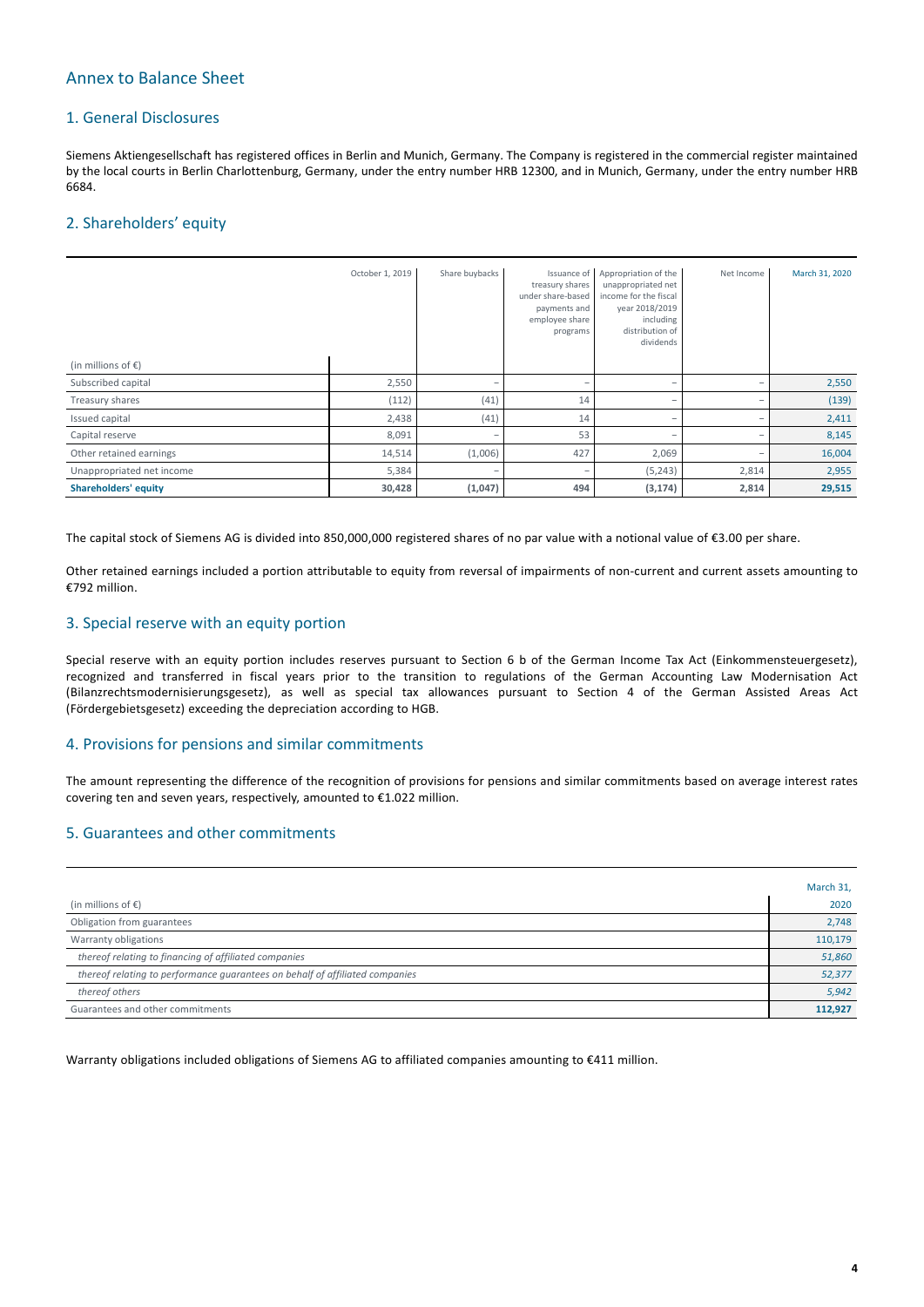# Annex to Balance Sheet

## 1. General Disclosures

Siemens Aktiengesellschaft has registered offices in Berlin and Munich, Germany. The Company is registered in the commercial register maintained by the local courts in Berlin Charlottenburg, Germany, under the entry number HRB 12300, and in Munich, Germany, under the entry number HRB 6684.

## 2. Shareholders' equity

| (in millions of €) | October 1, 2019 | Share buybacks | Issuance of treasury shares under share-based payments and employee share programs | Appropriation of the unappropriated net income for the fiscal year 2018/2019 including distribution of dividends | Net Income | March 31, 2020 |
|---|---|---|---|---|---|---|
| Subscribed capital | 2,550 | – | – | – | – | 2,550 |
| Treasury shares | (112) | (41) | 14 | – | – | (139) |
| Issued capital | 2,438 | (41) | 14 | – | – | 2,411 |
| Capital reserve | 8,091 | – | 53 | – | – | 8,145 |
| Other retained earnings | 14,514 | (1,006) | 427 | 2,069 | – | 16,004 |
| Unappropriated net income | 5,384 | – | – | (5,243) | 2,814 | 2,955 |
| **Shareholders' equity** | **30,428** | **(1,047)** | **494** | **(3,174)** | **2,814** | **29,515** |

The capital stock of Siemens AG is divided into 850,000,000 registered shares of no par value with a notional value of €3.00 per share.

Other retained earnings included a portion attributable to equity from reversal of impairments of non-current and current assets amounting to €792 million.

## 3. Special reserve with an equity portion

Special reserve with an equity portion includes reserves pursuant to Section 6 b of the German Income Tax Act (Einkommensteuergesetz), recognized and transferred in fiscal years prior to the transition to regulations of the German Accounting Law Modernisation Act (Bilanzrechtsmodernisierungsgesetz), as well as special tax allowances pursuant to Section 4 of the German Assisted Areas Act (Fördergebietsgesetz) exceeding the depreciation according to HGB.

## 4. Provisions for pensions and similar commitments

The amount representing the difference of the recognition of provisions for pensions and similar commitments based on average interest rates covering ten and seven years, respectively, amounted to €1.022 million.

## 5. Guarantees and other commitments

| (in millions of €) | March 31, 2020 |
|---|---|
| Obligation from guarantees | 2,748 |
| Warranty obligations | 110,179 |
| *thereof relating to financing of affiliated companies* | *51,860* |
| *thereof relating to performance guarantees on behalf of affiliated companies* | *52,377* |
| *thereof others* | *5,942* |
| Guarantees and other commitments | **112,927** |

Warranty obligations included obligations of Siemens AG to affiliated companies amounting to €411 million.